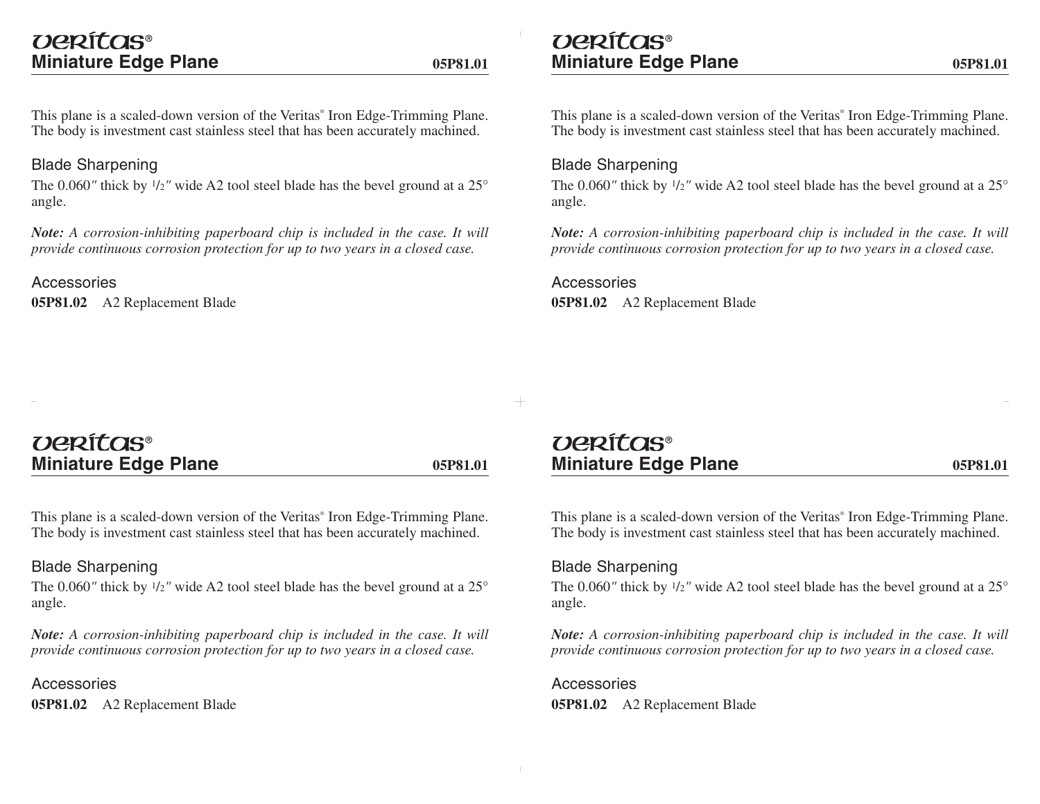# Veritas®

## Miniature Edge Plane

**05P81.01**

This plane is a scaled-down version of the Veritas® Iron Edge-Trimming Plane. The body is investment cast stainless steel that has been accurately machined.

### Blade Sharpening

The 0.060″ thick by 1/2″ wide A2 tool steel blade has the bevel ground at a 25° angle.

***Note:*** *A corrosion-inhibiting paperboard chip is included in the case. It will provide continuous corrosion protection for up to two years in a closed case.*

### Accessories

**05P81.02** A2 Replacement Blade

# Veritas®

## Miniature Edge Plane

**05P81.01**

This plane is a scaled-down version of the Veritas® Iron Edge-Trimming Plane. The body is investment cast stainless steel that has been accurately machined.

### Blade Sharpening

The 0.060″ thick by 1/2″ wide A2 tool steel blade has the bevel ground at a 25° angle.

***Note:*** *A corrosion-inhibiting paperboard chip is included in the case. It will provide continuous corrosion protection for up to two years in a closed case.*

### Accessories

**05P81.02** A2 Replacement Blade

# Veritas®

## Miniature Edge Plane

**05P81.01**

This plane is a scaled-down version of the Veritas® Iron Edge-Trimming Plane. The body is investment cast stainless steel that has been accurately machined.

### Blade Sharpening

The 0.060″ thick by 1/2″ wide A2 tool steel blade has the bevel ground at a 25° angle.

***Note:*** *A corrosion-inhibiting paperboard chip is included in the case. It will provide continuous corrosion protection for up to two years in a closed case.*

### Accessories

**05P81.02** A2 Replacement Blade

# Veritas®

## Miniature Edge Plane

**05P81.01**

This plane is a scaled-down version of the Veritas® Iron Edge-Trimming Plane. The body is investment cast stainless steel that has been accurately machined.

### Blade Sharpening

The 0.060″ thick by 1/2″ wide A2 tool steel blade has the bevel ground at a 25° angle.

***Note:*** *A corrosion-inhibiting paperboard chip is included in the case. It will provide continuous corrosion protection for up to two years in a closed case.*

### Accessories

**05P81.02** A2 Replacement Blade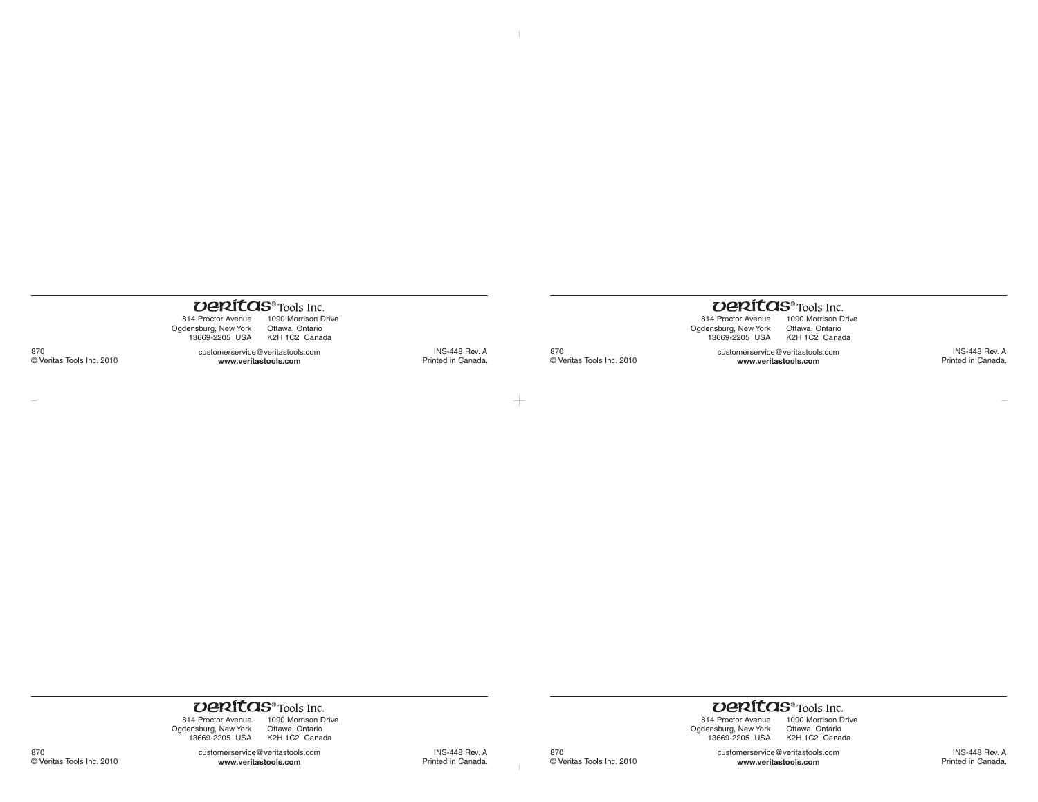**veritas® Tools Inc.**

814 Proctor Avenue
Ogdensburg, New York
13669-2205 USA

1090 Morrison Drive
Ottawa, Ontario
K2H 1C2 Canada

customerservice@veritastools.com
**www.veritastools.com**

870
© Veritas Tools Inc. 2010

INS-448 Rev. A
Printed in Canada.

---

**veritas® Tools Inc.**

814 Proctor Avenue
Ogdensburg, New York
13669-2205 USA

1090 Morrison Drive
Ottawa, Ontario
K2H 1C2 Canada

customerservice@veritastools.com
**www.veritastools.com**

870
© Veritas Tools Inc. 2010

INS-448 Rev. A
Printed in Canada.

---

**veritas® Tools Inc.**

814 Proctor Avenue
Ogdensburg, New York
13669-2205 USA

1090 Morrison Drive
Ottawa, Ontario
K2H 1C2 Canada

customerservice@veritastools.com
**www.veritastools.com**

870
© Veritas Tools Inc. 2010

INS-448 Rev. A
Printed in Canada.

---

**veritas® Tools Inc.**

814 Proctor Avenue
Ogdensburg, New York
13669-2205 USA

1090 Morrison Drive
Ottawa, Ontario
K2H 1C2 Canada

customerservice@veritastools.com
**www.veritastools.com**

870
© Veritas Tools Inc. 2010

INS-448 Rev. A
Printed in Canada.